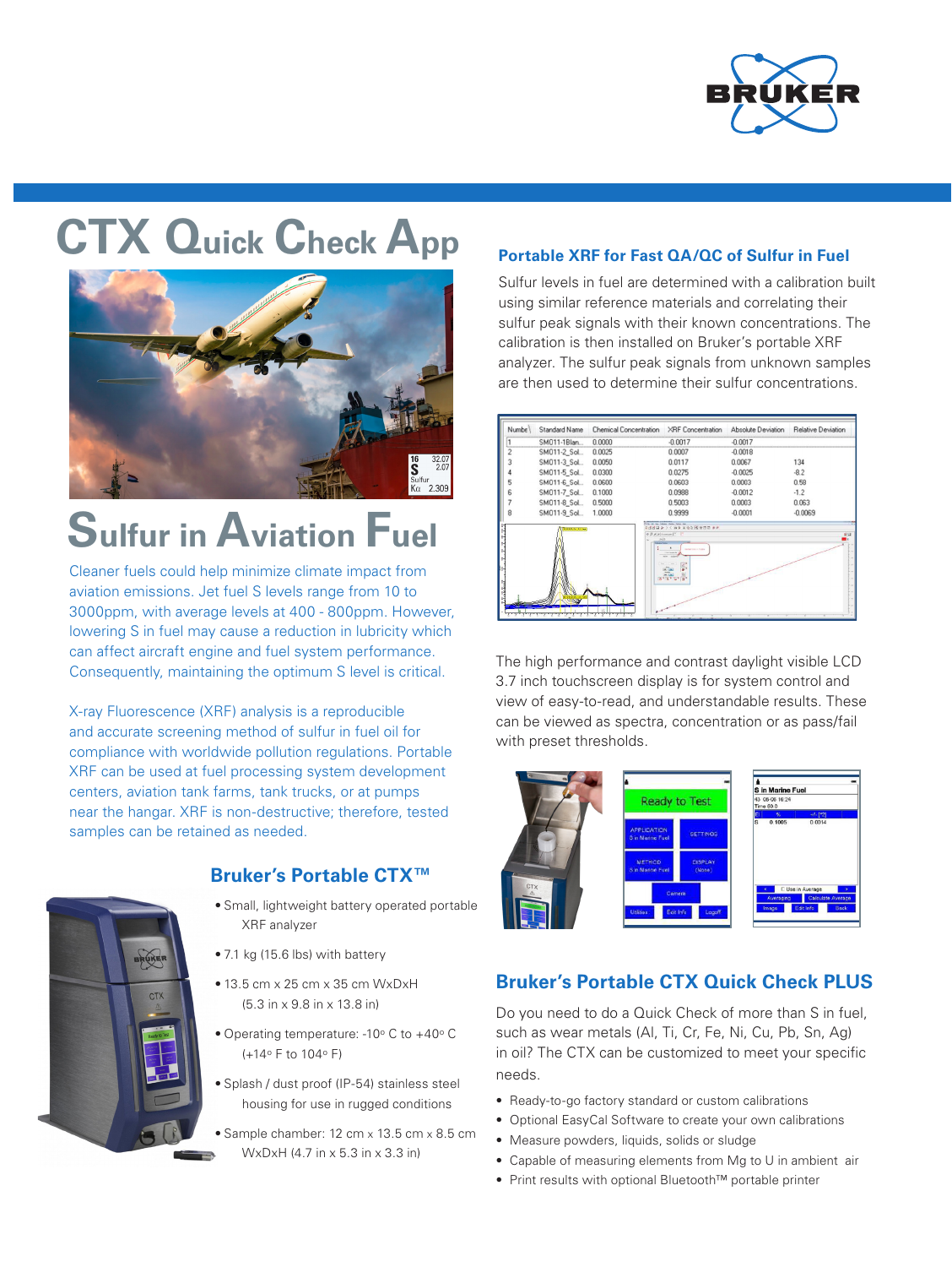# CTX Quick Check App

# Sulfur in Aviation Fuel

Cleaner fuels could help minimize climate impact from aviation emissions. Jet fuel S levels range from 10 to 3000ppm, with average levels at 400 - 800ppm. However, lowering S in fuel may cause a reduction in lubricity which can affect aircraft engine and fuel system performance. Consequently, maintaining the optimum S level is critical.

X-ray Fluorescence (XRF) analysis is a reproducible and accurate screening method of sulfur in fuel oil for compliance with worldwide pollution regulations. Portable XRF can be used at fuel processing system development centers, aviation tank farms, tank trucks, or at pumps near the hangar. XRF is non-destructive; therefore, tested samples can be retained as needed.

## Bruker's Portable CTX™

- Small, lightweight battery operated portable XRF analyzer
- 7.1 kg (15.6 lbs) with battery
- 13.5 cm x 25 cm x 35 cm WxDxH (5.3 in x 9.8 in x 13.8 in)
- Operating temperature: -10° C to +40° C (+14° F to 104° F)
- Splash / dust proof (IP-54) stainless steel housing for use in rugged conditions
- Sample chamber: 12 cm x 13.5 cm x 8.5 cm WxDxH (4.7 in x 5.3 in x 3.3 in)

## Portable XRF for Fast QA/QC of Sulfur in Fuel

Sulfur levels in fuel are determined with a calibration built using similar reference materials and correlating their sulfur peak signals with their known concentrations. The calibration is then installed on Bruker's portable XRF analyzer. The sulfur peak signals from unknown samples are then used to determine their sulfur concentrations.

| Number | Standard Name | Chemical Concentration | XRF Concentration | Absolute Deviation | Relative Deviation |
|---|---|---|---|---|---|
| 1 | SM011-1Blan... | 0.0000 | -0.0017 | -0.0017 | |
| 2 | SM011-2_Sol... | 0.0025 | 0.0007 | -0.0018 | |
| 3 | SM011-3_Sol... | 0.0050 | 0.0117 | 0.0067 | 134 |
| 4 | SM011-5_Sol... | 0.0300 | 0.0275 | -0.0025 | -8.2 |
| 5 | SM011-6_Sol... | 0.0600 | 0.0603 | 0.0003 | 0.58 |
| 6 | SM011-7_Sol... | 0.1000 | 0.0988 | -0.0012 | -1.2 |
| 7 | SM011-8_Sol... | 0.5000 | 0.5003 | 0.0003 | 0.063 |
| 8 | SM011-9_Sol... | 1.0000 | 0.9999 | -0.0001 | -0.0069 |

The high performance and contrast daylight visible LCD 3.7 inch touchscreen display is for system control and view of easy-to-read, and understandable results. These can be viewed as spectra, concentration or as pass/fail with preset thresholds.

## Bruker's Portable CTX Quick Check PLUS

Do you need to do a Quick Check of more than S in fuel, such as wear metals (Al, Ti, Cr, Fe, Ni, Cu, Pb, Sn, Ag) in oil? The CTX can be customized to meet your specific needs.

- Ready-to-go factory standard or custom calibrations
- Optional EasyCal Software to create your own calibrations
- Measure powders, liquids, solids or sludge
- Capable of measuring elements from Mg to U in ambient air
- Print results with optional Bluetooth™ portable printer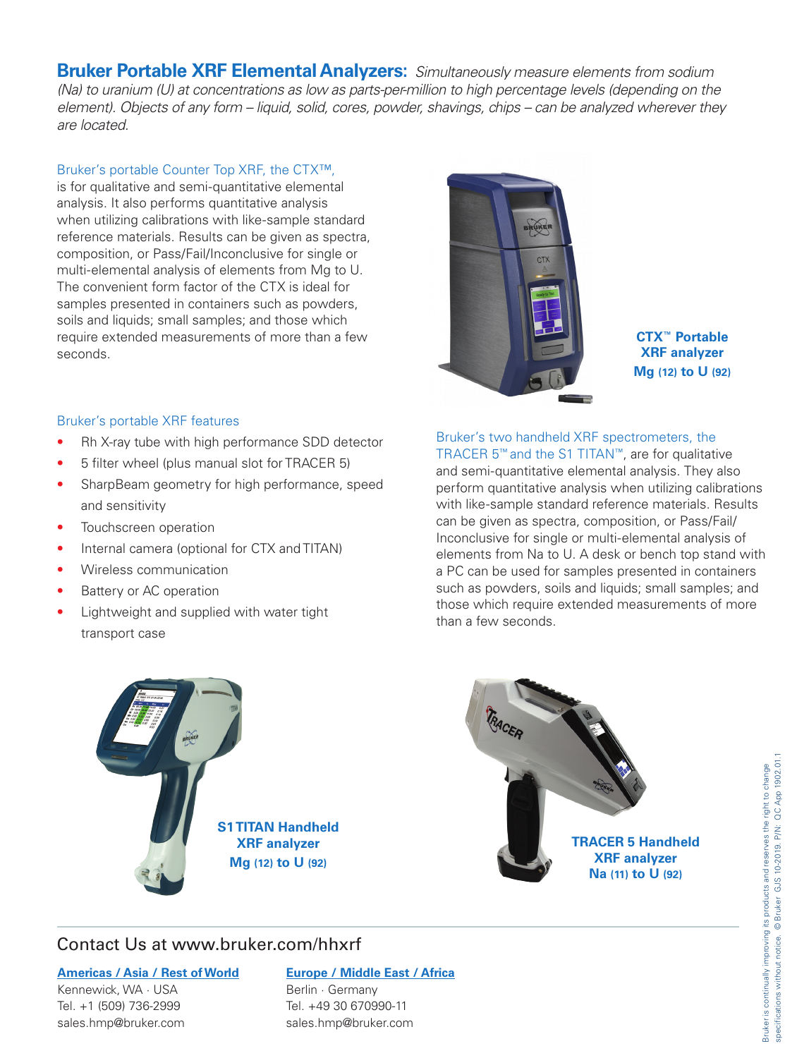**Bruker Portable XRF Elemental Analyzers:** *Simultaneously measure elements from sodium (Na) to uranium (U) at concentrations as low as parts-per-million to high percentage levels (depending on the element). Objects of any form – liquid, solid, cores, powder, shavings, chips – can be analyzed wherever they are located.*

Bruker's portable Counter Top XRF, the CTX™, is for qualitative and semi-quantitative elemental analysis. It also performs quantitative analysis when utilizing calibrations with like-sample standard reference materials. Results can be given as spectra, composition, or Pass/Fail/Inconclusive for single or multi-elemental analysis of elements from Mg to U. The convenient form factor of the CTX is ideal for samples presented in containers such as powders, soils and liquids; small samples; and those which require extended measurements of more than a few seconds.

**CTX™ Portable XRF analyzer**
**Mg (12) to U (92)**

Bruker's portable XRF features

- Rh X-ray tube with high performance SDD detector
- 5 filter wheel (plus manual slot for TRACER 5)
- SharpBeam geometry for high performance, speed and sensitivity
- Touchscreen operation
- Internal camera (optional for CTX and TITAN)
- Wireless communication
- Battery or AC operation
- Lightweight and supplied with water tight transport case

Bruker's two handheld XRF spectrometers, the TRACER 5™ and the S1 TITAN™, are for qualitative and semi-quantitative elemental analysis. They also perform quantitative analysis when utilizing calibrations with like-sample standard reference materials. Results can be given as spectra, composition, or Pass/Fail/Inconclusive for single or multi-elemental analysis of elements from Na to U. A desk or bench top stand with a PC can be used for samples presented in containers such as powders, soils and liquids; small samples; and those which require extended measurements of more than a few seconds.

**S1 TITAN Handheld XRF analyzer**
**Mg (12) to U (92)**

**TRACER 5 Handheld XRF analyzer**
**Na (11) to U (92)**

## Contact Us at www.bruker.com/hhxrf

**Americas / Asia / Rest of World**
Kennewick, WA · USA
Tel. +1 (509) 736-2999
sales.hmp@bruker.com

**Europe / Middle East / Africa**
Berlin · Germany
Tel. +49 30 670990-11
sales.hmp@bruker.com

Bruker is continually improving its products and reserves the right to change specifications without notice. © Bruker GJS 10-2019. P/N: QC App 1902.01.1